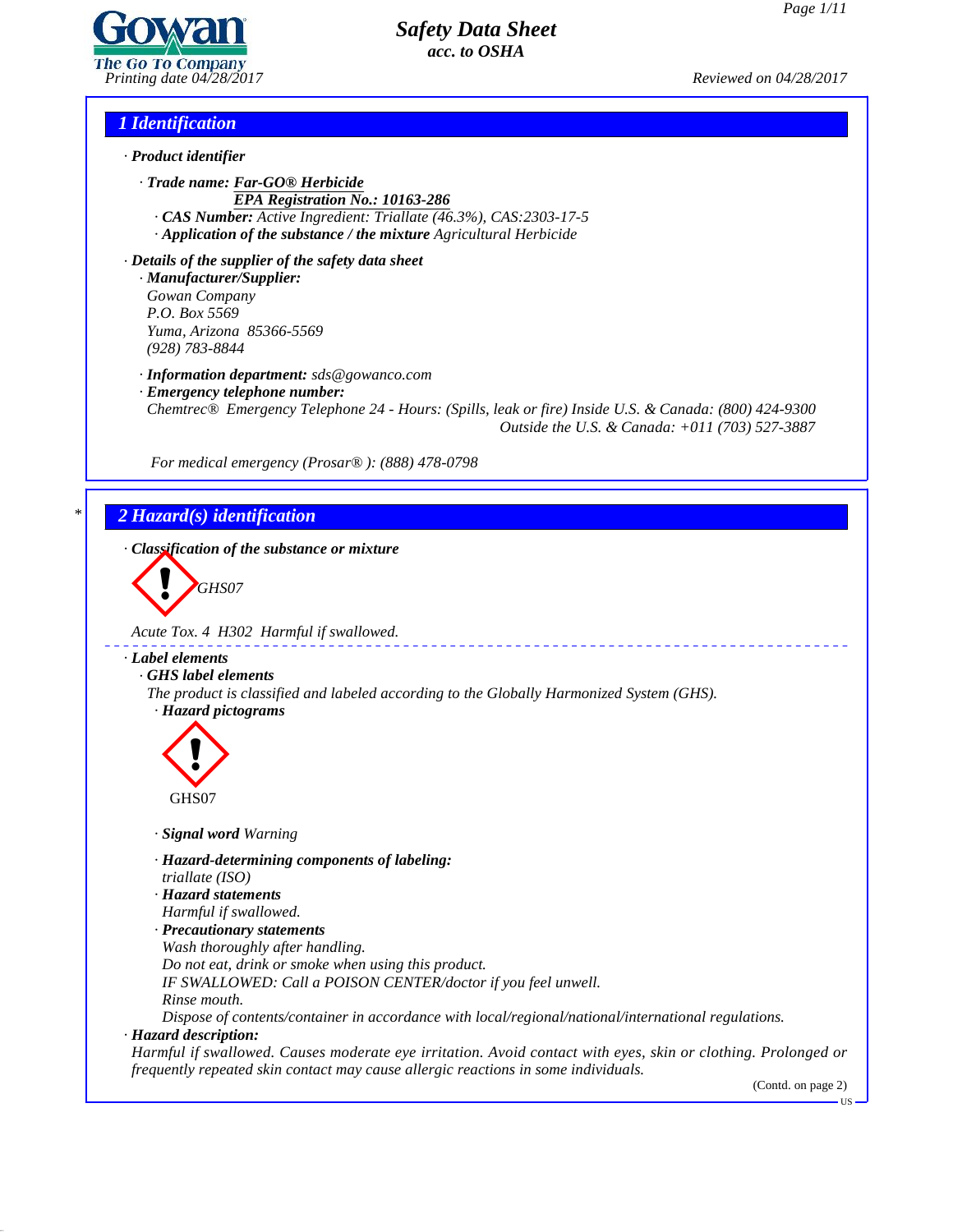# Safety Data Sheet
*acc. to OSHA*

Printing date 04/28/2017 Reviewed on 04/28/2017

## 1 Identification

· **Product identifier**

· **Trade name: Far-GO® Herbicide**
**EPA Registration No.: 10163-286**
· **CAS Number:** Active Ingredient: Triallate (46.3%), CAS:2303-17-5
· **Application of the substance / the mixture** Agricultural Herbicide

· **Details of the supplier of the safety data sheet**
· **Manufacturer/Supplier:**
Gowan Company
P.O. Box 5569
Yuma, Arizona 85366-5569
(928) 783-8844

· **Information department:** sds@gowanco.com
· **Emergency telephone number:**
Chemtrec® Emergency Telephone 24 - Hours: (Spills, leak or fire) Inside U.S. & Canada: (800) 424-9300
Outside the U.S. & Canada: +011 (703) 527-3887

For medical emergency (Prosar® ): (888) 478-0798

## 2 Hazard(s) identification

· **Classification of the substance or mixture**

GHS07

Acute Tox. 4 H302 Harmful if swallowed.

· **Label elements**
· **GHS label elements**
The product is classified and labeled according to the Globally Harmonized System (GHS).
· **Hazard pictograms**

GHS07

· **Signal word** Warning

· **Hazard-determining components of labeling:**
triallate (ISO)
· **Hazard statements**
Harmful if swallowed.
· **Precautionary statements**
Wash thoroughly after handling.
Do not eat, drink or smoke when using this product.
IF SWALLOWED: Call a POISON CENTER/doctor if you feel unwell.
Rinse mouth.
Dispose of contents/container in accordance with local/regional/national/international regulations.
· **Hazard description:**
Harmful if swallowed. Causes moderate eye irritation. Avoid contact with eyes, skin or clothing. Prolonged or frequently repeated skin contact may cause allergic reactions in some individuals.

(Contd. on page 2)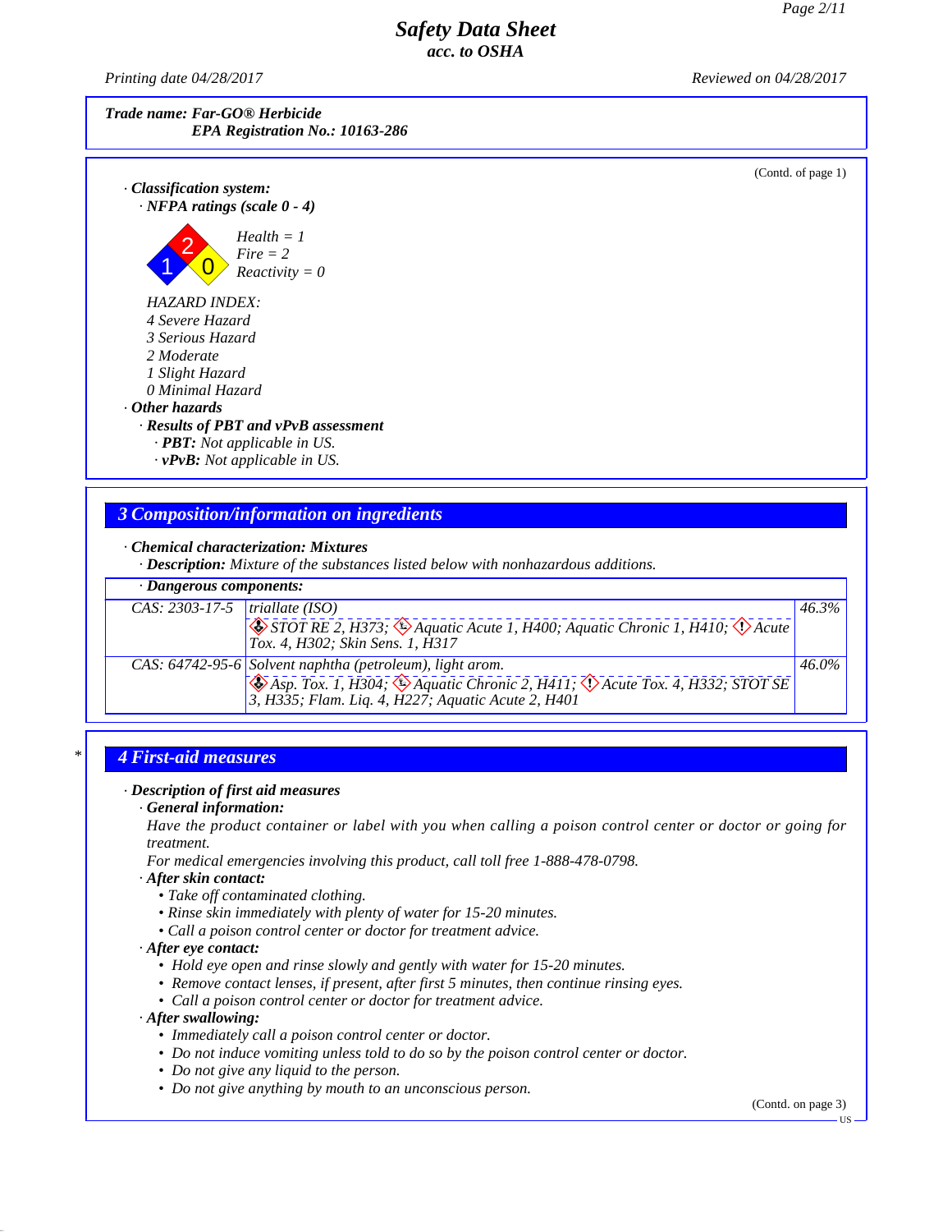**Trade name: Far-GO® Herbicide**
**EPA Registration No.: 10163-286**

(Contd. of page 1)

· **Classification system:**
· **NFPA ratings (scale 0 - 4)**

Health = 1
Fire = 2
Reactivity = 0

HAZARD INDEX:
4 Severe Hazard
3 Serious Hazard
2 Moderate
1 Slight Hazard
0 Minimal Hazard

· **Other hazards**
· **Results of PBT and vPvB assessment**
· **PBT:** Not applicable in US.
· **vPvB:** Not applicable in US.

## 3 Composition/information on ingredients

· **Chemical characterization: Mixtures**
· **Description:** Mixture of the substances listed below with nonhazardous additions.

| · Dangerous components: | | |
|---|---|---|
| CAS: 2303-17-5 | triallate (ISO)<br>STOT RE 2, H373; Aquatic Acute 1, H400; Aquatic Chronic 1, H410; Acute Tox. 4, H302; Skin Sens. 1, H317 | 46.3% |
| CAS: 64742-95-6 | Solvent naphtha (petroleum), light arom.<br>Asp. Tox. 1, H304; Aquatic Chronic 2, H411; Acute Tox. 4, H332; STOT SE 3, H335; Flam. Liq. 4, H227; Aquatic Acute 2, H401 | 46.0% |

## 4 First-aid measures

· **Description of first aid measures**
· **General information:**
Have the product container or label with you when calling a poison control center or doctor or going for treatment.
For medical emergencies involving this product, call toll free 1-888-478-0798.

· **After skin contact:**
- Take off contaminated clothing.
- Rinse skin immediately with plenty of water for 15-20 minutes.
- Call a poison control center or doctor for treatment advice.

· **After eye contact:**
- Hold eye open and rinse slowly and gently with water for 15-20 minutes.
- Remove contact lenses, if present, after first 5 minutes, then continue rinsing eyes.
- Call a poison control center or doctor for treatment advice.

· **After swallowing:**
- Immediately call a poison control center or doctor.
- Do not induce vomiting unless told to do so by the poison control center or doctor.
- Do not give any liquid to the person.
- Do not give anything by mouth to an unconscious person.

(Contd. on page 3)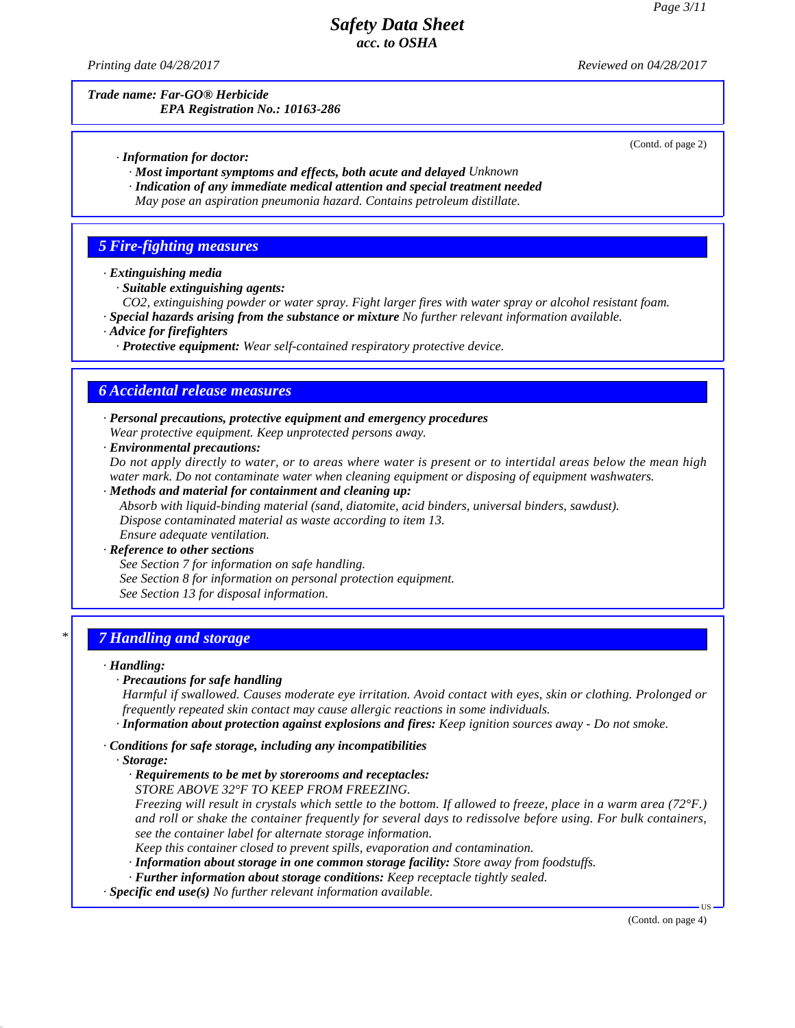**Trade name: Far-GO® Herbicide**
**EPA Registration No.: 10163-286**

(Contd. of page 2)

· ***Information for doctor:***
· ***Most important symptoms and effects, both acute and delayed*** *Unknown*
· ***Indication of any immediate medical attention and special treatment needed***
*May pose an aspiration pneumonia hazard. Contains petroleum distillate.*

## 5 Fire-fighting measures

· ***Extinguishing media***
· ***Suitable extinguishing agents:***
*$CO_2$, extinguishing powder or water spray. Fight larger fires with water spray or alcohol resistant foam.*
· ***Special hazards arising from the substance or mixture*** *No further relevant information available.*
· ***Advice for firefighters***
· ***Protective equipment:*** *Wear self-contained respiratory protective device.*

## 6 Accidental release measures

· ***Personal precautions, protective equipment and emergency procedures***
*Wear protective equipment. Keep unprotected persons away.*
· ***Environmental precautions:***
*Do not apply directly to water, or to areas where water is present or to intertidal areas below the mean high water mark. Do not contaminate water when cleaning equipment or disposing of equipment washwaters.*
· ***Methods and material for containment and cleaning up:***
*Absorb with liquid-binding material (sand, diatomite, acid binders, universal binders, sawdust).*
*Dispose contaminated material as waste according to item 13.*
*Ensure adequate ventilation.*
· ***Reference to other sections***
*See Section 7 for information on safe handling.*
*See Section 8 for information on personal protection equipment.*
*See Section 13 for disposal information.*

## * 7 Handling and storage

· ***Handling:***
· ***Precautions for safe handling***
*Harmful if swallowed. Causes moderate eye irritation. Avoid contact with eyes, skin or clothing. Prolonged or frequently repeated skin contact may cause allergic reactions in some individuals.*
· ***Information about protection against explosions and fires:*** *Keep ignition sources away - Do not smoke.*

· ***Conditions for safe storage, including any incompatibilities***
· ***Storage:***
· ***Requirements to be met by storerooms and receptacles:***
*STORE ABOVE 32°F TO KEEP FROM FREEZING.*
*Freezing will result in crystals which settle to the bottom. If allowed to freeze, place in a warm area (72°F.) and roll or shake the container frequently for several days to redissolve before using. For bulk containers, see the container label for alternate storage information.*
*Keep this container closed to prevent spills, evaporation and contamination.*
· ***Information about storage in one common storage facility:*** *Store away from foodstuffs.*
· ***Further information about storage conditions:*** *Keep receptacle tightly sealed.*
· ***Specific end use(s)*** *No further relevant information available.*

(Contd. on page 4)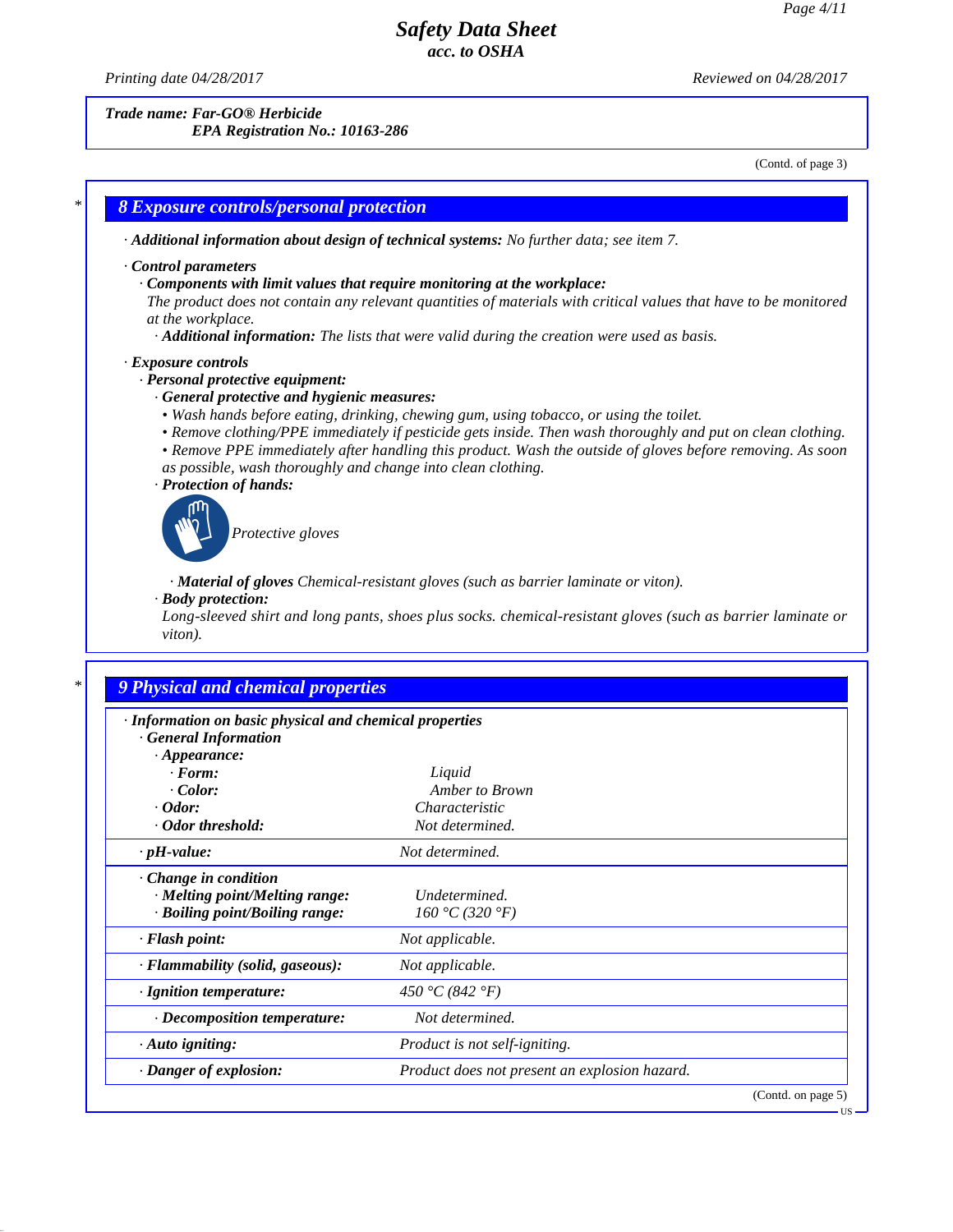Trade name: Far-GO® Herbicide
EPA Registration No.: 10163-286

(Contd. of page 3)

## 8 Exposure controls/personal protection

· **Additional information about design of technical systems:** No further data; see item 7.

· **Control parameters**
· **Components with limit values that require monitoring at the workplace:**
The product does not contain any relevant quantities of materials with critical values that have to be monitored at the workplace.
· **Additional information:** The lists that were valid during the creation were used as basis.

· **Exposure controls**
· **Personal protective equipment:**
· **General protective and hygienic measures:**
• Wash hands before eating, drinking, chewing gum, using tobacco, or using the toilet.
• Remove clothing/PPE immediately if pesticide gets inside. Then wash thoroughly and put on clean clothing.
• Remove PPE immediately after handling this product. Wash the outside of gloves before removing. As soon as possible, wash thoroughly and change into clean clothing.
· **Protection of hands:**
Protective gloves

· **Material of gloves** Chemical-resistant gloves (such as barrier laminate or viton).
· **Body protection:**
Long-sleeved shirt and long pants, shoes plus socks. chemical-resistant gloves (such as barrier laminate or viton).

## 9 Physical and chemical properties

| · Information on basic physical and chemical properties | |
|---|---|
| · General Information | |
| · Appearance: | |
| · Form: | Liquid |
| · Color: | Amber to Brown |
| · Odor: | Characteristic |
| · Odor threshold: | Not determined. |
| · pH-value: | Not determined. |
| · Change in condition | |
| · Melting point/Melting range: | Undetermined. |
| · Boiling point/Boiling range: | 160 °C (320 °F) |
| · Flash point: | Not applicable. |
| · Flammability (solid, gaseous): | Not applicable. |
| · Ignition temperature: | 450 °C (842 °F) |
| · Decomposition temperature: | Not determined. |
| · Auto igniting: | Product is not self-igniting. |
| · Danger of explosion: | Product does not present an explosion hazard. |

(Contd. on page 5)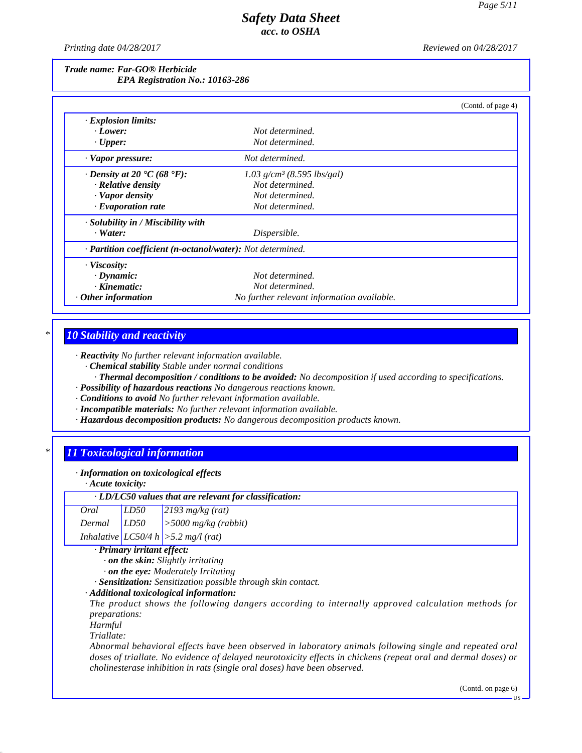*Trade name: Far-GO® Herbicide*
*EPA Registration No.: 10163-286*

(Contd. of page 4)

· **Explosion limits:**
· **Lower:** Not determined.
· **Upper:** Not determined.

· **Vapor pressure:** Not determined.

· **Density at 20 °C (68 °F):** 1.03 g/cm³ (8.595 lbs/gal)
· **Relative density** Not determined.
· **Vapor density** Not determined.
· **Evaporation rate** Not determined.

· **Solubility in / Miscibility with**
· **Water:** Dispersible.

· **Partition coefficient (n-octanol/water):** Not determined.

· **Viscosity:**
· **Dynamic:** Not determined.
· **Kinematic:** Not determined.
· **Other information** No further relevant information available.

## 10 Stability and reactivity

· **Reactivity** No further relevant information available.
· **Chemical stability** Stable under normal conditions
· **Thermal decomposition / conditions to be avoided:** No decomposition if used according to specifications.
· **Possibility of hazardous reactions** No dangerous reactions known.
· **Conditions to avoid** No further relevant information available.
· **Incompatible materials:** No further relevant information available.
· **Hazardous decomposition products:** No dangerous decomposition products known.

## 11 Toxicological information

· **Information on toxicological effects**
· **Acute toxicity:**

| · **LD/LC50 values that are relevant for classification:** | | |
|---|---|---|
| Oral | LD50 | 2193 mg/kg (rat) |
| Dermal | LD50 | >5000 mg/kg (rabbit) |
| Inhalative | LC50/4 h | >5.2 mg/l (rat) |

· **Primary irritant effect:**
· **on the skin:** Slightly irritating
· **on the eye:** Moderately Irritating
· **Sensitization:** Sensitization possible through skin contact.
· **Additional toxicological information:**
The product shows the following dangers according to internally approved calculation methods for preparations:
Harmful
Triallate:
Abnormal behavioral effects have been observed in laboratory animals following single and repeated oral doses of triallate. No evidence of delayed neurotoxicity effects in chickens (repeat oral and dermal doses) or cholinesterase inhibition in rats (single oral doses) have been observed.

(Contd. on page 6)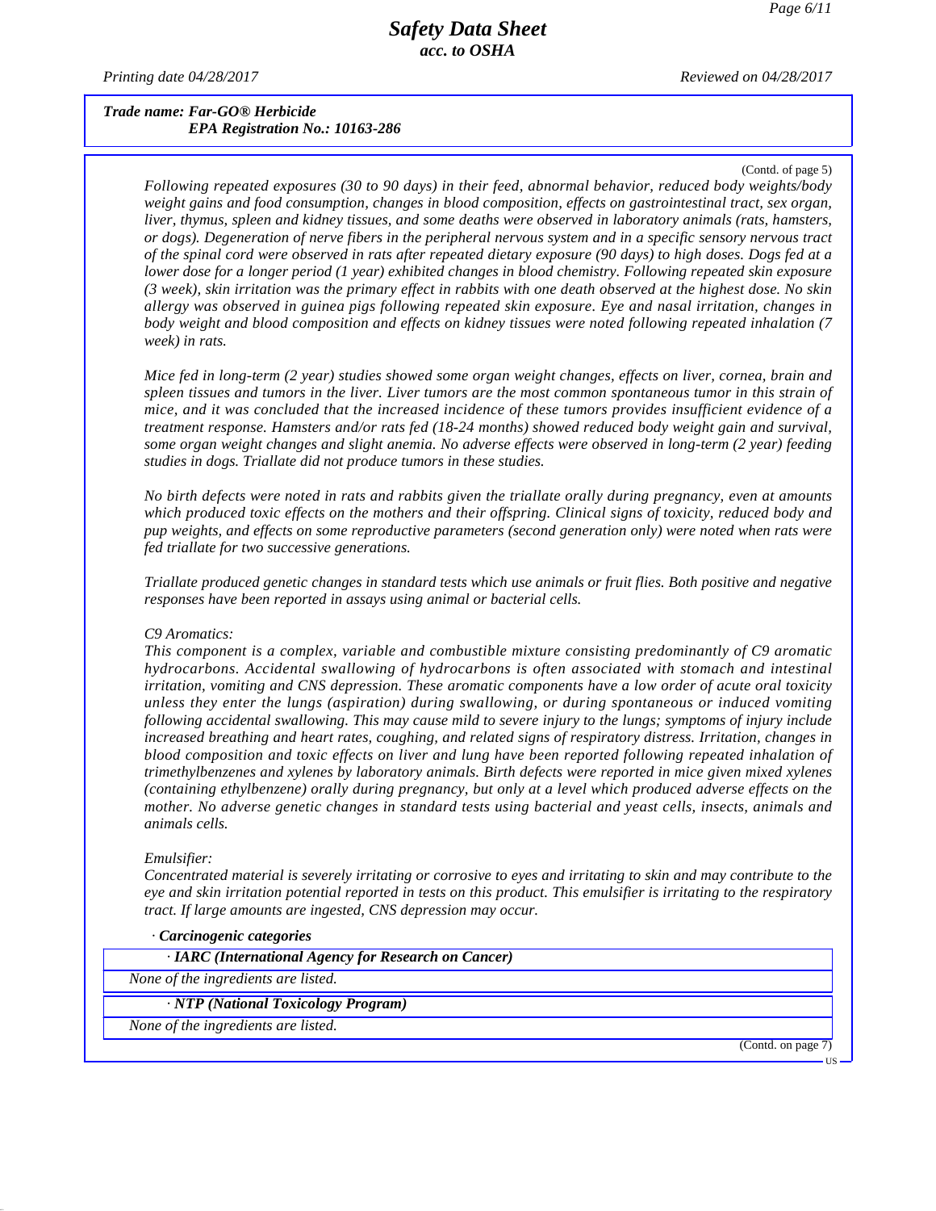*Trade name: Far-GO® Herbicide*
*EPA Registration No.: 10163-286*

(Contd. of page 5)

*Following repeated exposures (30 to 90 days) in their feed, abnormal behavior, reduced body weights/body weight gains and food consumption, changes in blood composition, effects on gastrointestinal tract, sex organ, liver, thymus, spleen and kidney tissues, and some deaths were observed in laboratory animals (rats, hamsters, or dogs). Degeneration of nerve fibers in the peripheral nervous system and in a specific sensory nervous tract of the spinal cord were observed in rats after repeated dietary exposure (90 days) to high doses. Dogs fed at a lower dose for a longer period (1 year) exhibited changes in blood chemistry. Following repeated skin exposure (3 week), skin irritation was the primary effect in rabbits with one death observed at the highest dose. No skin allergy was observed in guinea pigs following repeated skin exposure. Eye and nasal irritation, changes in body weight and blood composition and effects on kidney tissues were noted following repeated inhalation (7 week) in rats.*

*Mice fed in long-term (2 year) studies showed some organ weight changes, effects on liver, cornea, brain and spleen tissues and tumors in the liver. Liver tumors are the most common spontaneous tumor in this strain of mice, and it was concluded that the increased incidence of these tumors provides insufficient evidence of a treatment response. Hamsters and/or rats fed (18-24 months) showed reduced body weight gain and survival, some organ weight changes and slight anemia. No adverse effects were observed in long-term (2 year) feeding studies in dogs. Triallate did not produce tumors in these studies.*

*No birth defects were noted in rats and rabbits given the triallate orally during pregnancy, even at amounts which produced toxic effects on the mothers and their offspring. Clinical signs of toxicity, reduced body and pup weights, and effects on some reproductive parameters (second generation only) were noted when rats were fed triallate for two successive generations.*

*Triallate produced genetic changes in standard tests which use animals or fruit flies. Both positive and negative responses have been reported in assays using animal or bacterial cells.*

*C9 Aromatics:*
*This component is a complex, variable and combustible mixture consisting predominantly of C9 aromatic hydrocarbons. Accidental swallowing of hydrocarbons is often associated with stomach and intestinal irritation, vomiting and CNS depression. These aromatic components have a low order of acute oral toxicity unless they enter the lungs (aspiration) during swallowing, or during spontaneous or induced vomiting following accidental swallowing. This may cause mild to severe injury to the lungs; symptoms of injury include increased breathing and heart rates, coughing, and related signs of respiratory distress. Irritation, changes in blood composition and toxic effects on liver and lung have been reported following repeated inhalation of trimethylbenzenes and xylenes by laboratory animals. Birth defects were reported in mice given mixed xylenes (containing ethylbenzene) orally during pregnancy, but only at a level which produced adverse effects on the mother. No adverse genetic changes in standard tests using bacterial and yeast cells, insects, animals and animals cells.*

*Emulsifier:*
*Concentrated material is severely irritating or corrosive to eyes and irritating to skin and may contribute to the eye and skin irritation potential reported in tests on this product. This emulsifier is irritating to the respiratory tract. If large amounts are ingested, CNS depression may occur.*

· ***Carcinogenic categories***

· ***IARC (International Agency for Research on Cancer)***

*None of the ingredients are listed.*

· ***NTP (National Toxicology Program)***

*None of the ingredients are listed.*

(Contd. on page 7)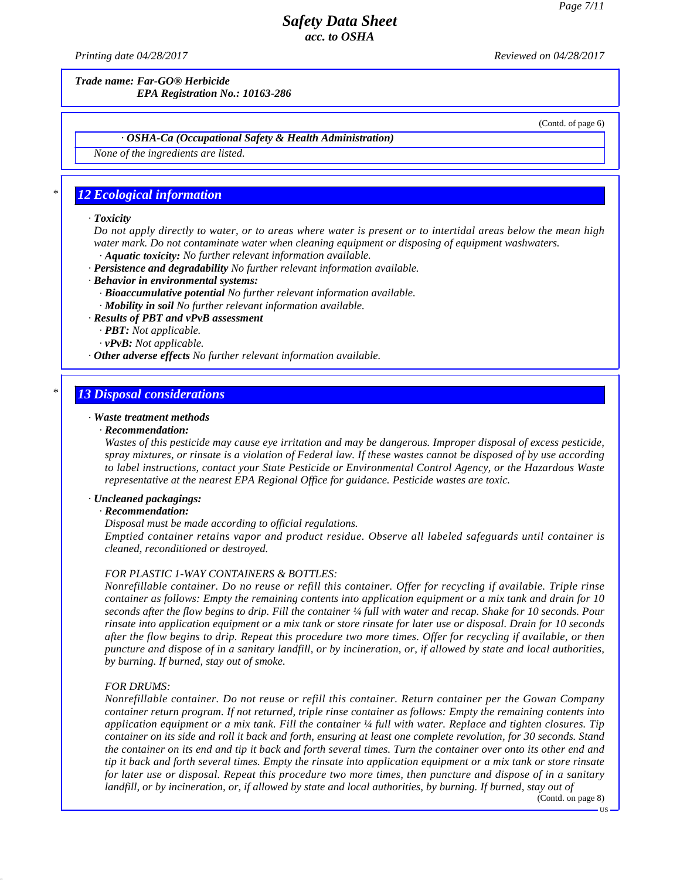**Trade name: Far-GO® Herbicide**
**EPA Registration No.: 10163-286**

(Contd. of page 6)

· **OSHA-Ca (Occupational Safety & Health Administration)**

None of the ingredients are listed.

## 12 Ecological information

· **Toxicity**

Do not apply directly to water, or to areas where water is present or to intertidal areas below the mean high water mark. Do not contaminate water when cleaning equipment or disposing of equipment washwaters.

· **Aquatic toxicity:** No further relevant information available.

· **Persistence and degradability** No further relevant information available.

· **Behavior in environmental systems:**

· **Bioaccumulative potential** No further relevant information available.

· **Mobility in soil** No further relevant information available.

· **Results of PBT and vPvB assessment**

· **PBT:** Not applicable.

· **vPvB:** Not applicable.

· **Other adverse effects** No further relevant information available.

## 13 Disposal considerations

· **Waste treatment methods**

· **Recommendation:**

Wastes of this pesticide may cause eye irritation and may be dangerous. Improper disposal of excess pesticide, spray mixtures, or rinsate is a violation of Federal law. If these wastes cannot be disposed of by use according to label instructions, contact your State Pesticide or Environmental Control Agency, or the Hazardous Waste representative at the nearest EPA Regional Office for guidance. Pesticide wastes are toxic.

· **Uncleaned packagings:**

· **Recommendation:**

Disposal must be made according to official regulations.

Emptied container retains vapor and product residue. Observe all labeled safeguards until container is cleaned, reconditioned or destroyed.

FOR PLASTIC 1-WAY CONTAINERS & BOTTLES:

Nonrefillable container. Do no reuse or refill this container. Offer for recycling if available. Triple rinse container as follows: Empty the remaining contents into application equipment or a mix tank and drain for 10 seconds after the flow begins to drip. Fill the container ¼ full with water and recap. Shake for 10 seconds. Pour rinsate into application equipment or a mix tank or store rinsate for later use or disposal. Drain for 10 seconds after the flow begins to drip. Repeat this procedure two more times. Offer for recycling if available, or then puncture and dispose of in a sanitary landfill, or by incineration, or, if allowed by state and local authorities, by burning. If burned, stay out of smoke.

FOR DRUMS:

Nonrefillable container. Do not reuse or refill this container. Return container per the Gowan Company container return program. If not returned, triple rinse container as follows: Empty the remaining contents into application equipment or a mix tank. Fill the container ¼ full with water. Replace and tighten closures. Tip container on its side and roll it back and forth, ensuring at least one complete revolution, for 30 seconds. Stand the container on its end and tip it back and forth several times. Turn the container over onto its other end and tip it back and forth several times. Empty the rinsate into application equipment or a mix tank or store rinsate for later use or disposal. Repeat this procedure two more times, then puncture and dispose of in a sanitary landfill, or by incineration, or, if allowed by state and local authorities, by burning. If burned, stay out of

(Contd. on page 8)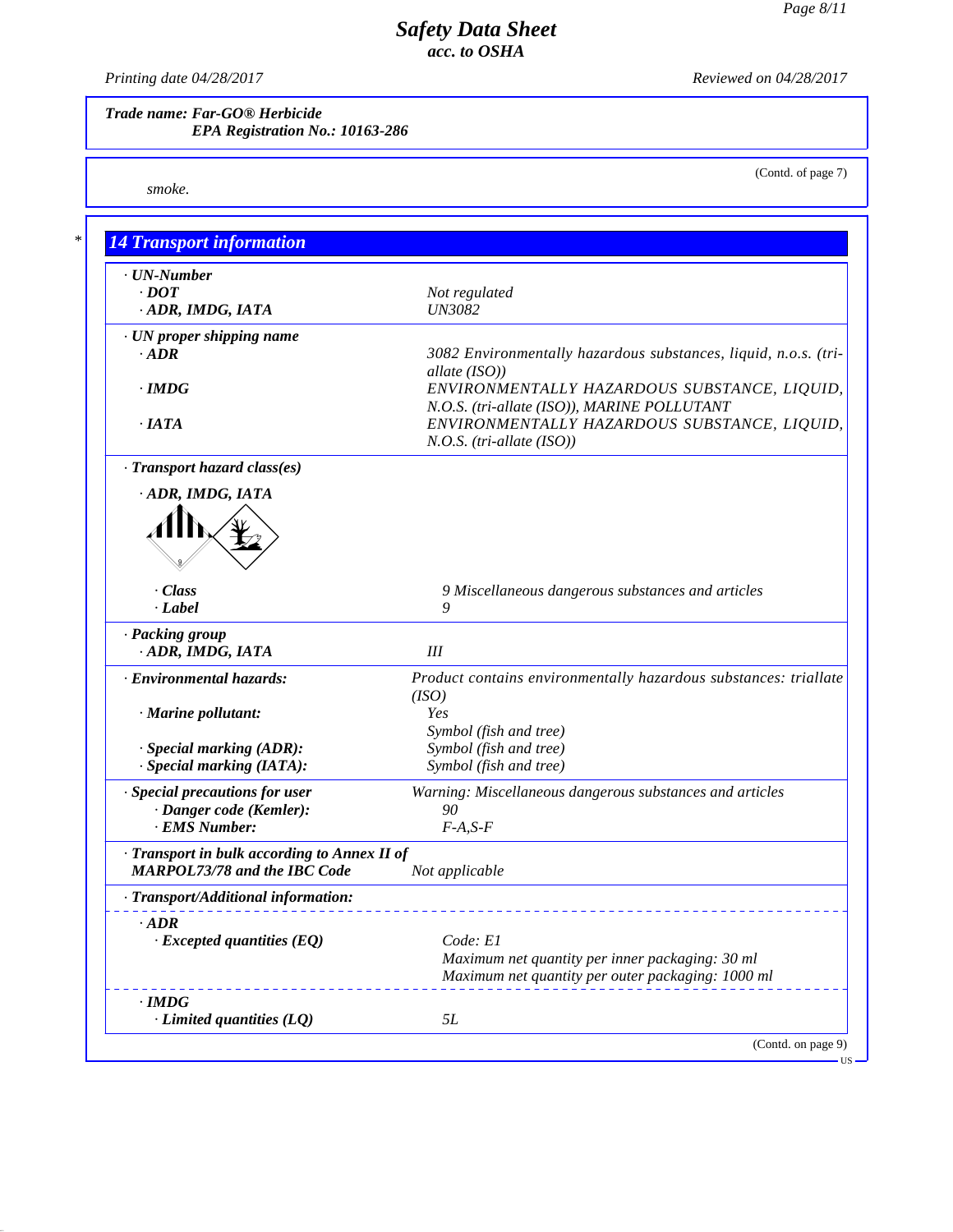Trade name: Far-GO® Herbicide
EPA Registration No.: 10163-286

(Contd. of page 7)

smoke.

## 14 Transport information

**· UN-Number**
**· DOT** Not regulated
**· ADR, IMDG, IATA** UN3082

**· UN proper shipping name**
**· ADR** 3082 Environmentally hazardous substances, liquid, n.o.s. (tri-allate (ISO))
**· IMDG** ENVIRONMENTALLY HAZARDOUS SUBSTANCE, LIQUID, N.O.S. (tri-allate (ISO)), MARINE POLLUTANT
**· IATA** ENVIRONMENTALLY HAZARDOUS SUBSTANCE, LIQUID, N.O.S. (tri-allate (ISO))

**· Transport hazard class(es)**

**· ADR, IMDG, IATA**

**· Class** 9 Miscellaneous dangerous substances and articles
**· Label** 9

**· Packing group**
**· ADR, IMDG, IATA** III

**· Environmental hazards:** Product contains environmentally hazardous substances: triallate (ISO)
**· Marine pollutant:** Yes
Symbol (fish and tree)
**· Special marking (ADR):** Symbol (fish and tree)
**· Special marking (IATA):** Symbol (fish and tree)

**· Special precautions for user** Warning: Miscellaneous dangerous substances and articles
**· Danger code (Kemler):** 90
**· EMS Number:** F-A,S-F

**· Transport in bulk according to Annex II of MARPOL73/78 and the IBC Code** Not applicable

**· Transport/Additional information:**

**· ADR**
**· Excepted quantities (EQ)** Code: E1
Maximum net quantity per inner packaging: 30 ml
Maximum net quantity per outer packaging: 1000 ml

**· IMDG**
**· Limited quantities (LQ)** 5L

(Contd. on page 9)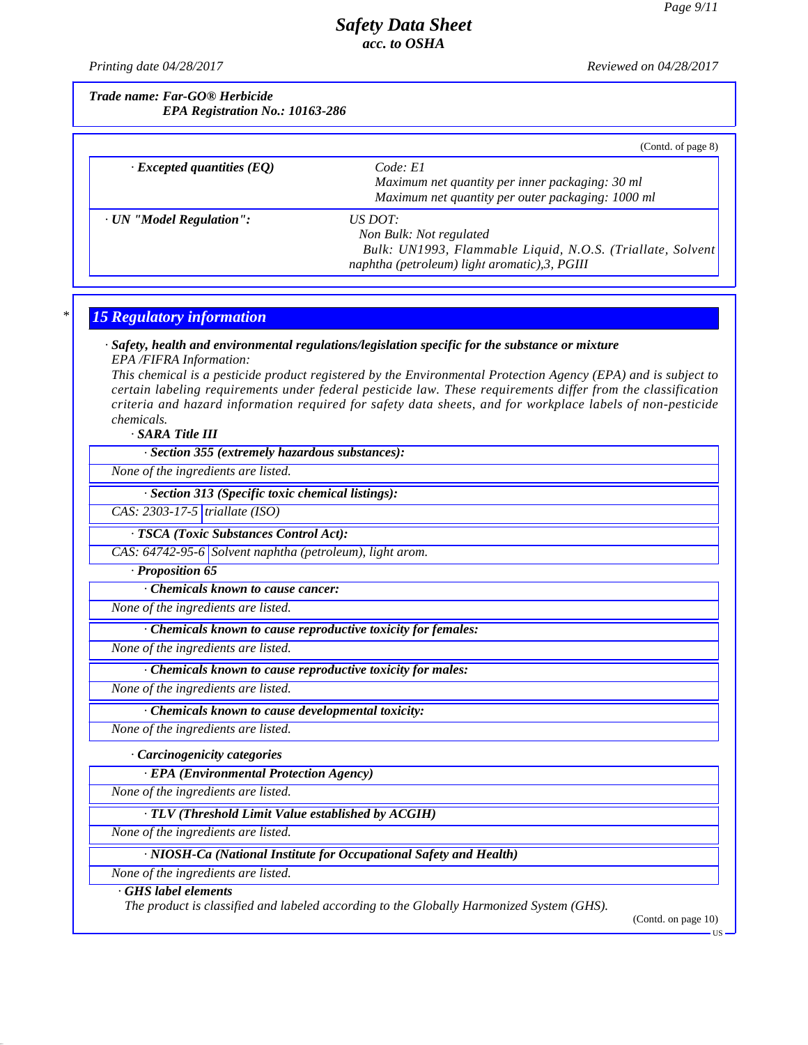**Trade name: Far-GO® Herbicide**
**EPA Registration No.: 10163-286**

(Contd. of page 8)

| | |
|---|---|
| · **Excepted quantities (EQ)** | Code: E1<br>Maximum net quantity per inner packaging: 30 ml<br>Maximum net quantity per outer packaging: 1000 ml |
| · **UN "Model Regulation":** | US DOT:<br>Non Bulk: Not regulated<br>Bulk: UN1993, Flammable Liquid, N.O.S. (Triallate, Solvent naphtha (petroleum) light aromatic),3, PGIII |

## 15 Regulatory information

· **Safety, health and environmental regulations/legislation specific for the substance or mixture**

EPA /FIFRA Information:

This chemical is a pesticide product registered by the Environmental Protection Agency (EPA) and is subject to certain labeling requirements under federal pesticide law. These requirements differ from the classification criteria and hazard information required for safety data sheets, and for workplace labels of non-pesticide chemicals.

· **SARA Title III**

· **Section 355 (extremely hazardous substances):**

None of the ingredients are listed.

· **Section 313 (Specific toxic chemical listings):**

| | |
|---|---|
| CAS: 2303-17-5 | triallate (ISO) |

· **TSCA (Toxic Substances Control Act):**

| | |
|---|---|
| CAS: 64742-95-6 | Solvent naphtha (petroleum), light arom. |

· **Proposition 65**

· **Chemicals known to cause cancer:**

None of the ingredients are listed.

· **Chemicals known to cause reproductive toxicity for females:**

None of the ingredients are listed.

· **Chemicals known to cause reproductive toxicity for males:**

None of the ingredients are listed.

· **Chemicals known to cause developmental toxicity:**

None of the ingredients are listed.

· **Carcinogenicity categories**

· **EPA (Environmental Protection Agency)**

None of the ingredients are listed.

· **TLV (Threshold Limit Value established by ACGIH)**

None of the ingredients are listed.

· **NIOSH-Ca (National Institute for Occupational Safety and Health)**

None of the ingredients are listed.

· **GHS label elements**

The product is classified and labeled according to the Globally Harmonized System (GHS).

(Contd. on page 10)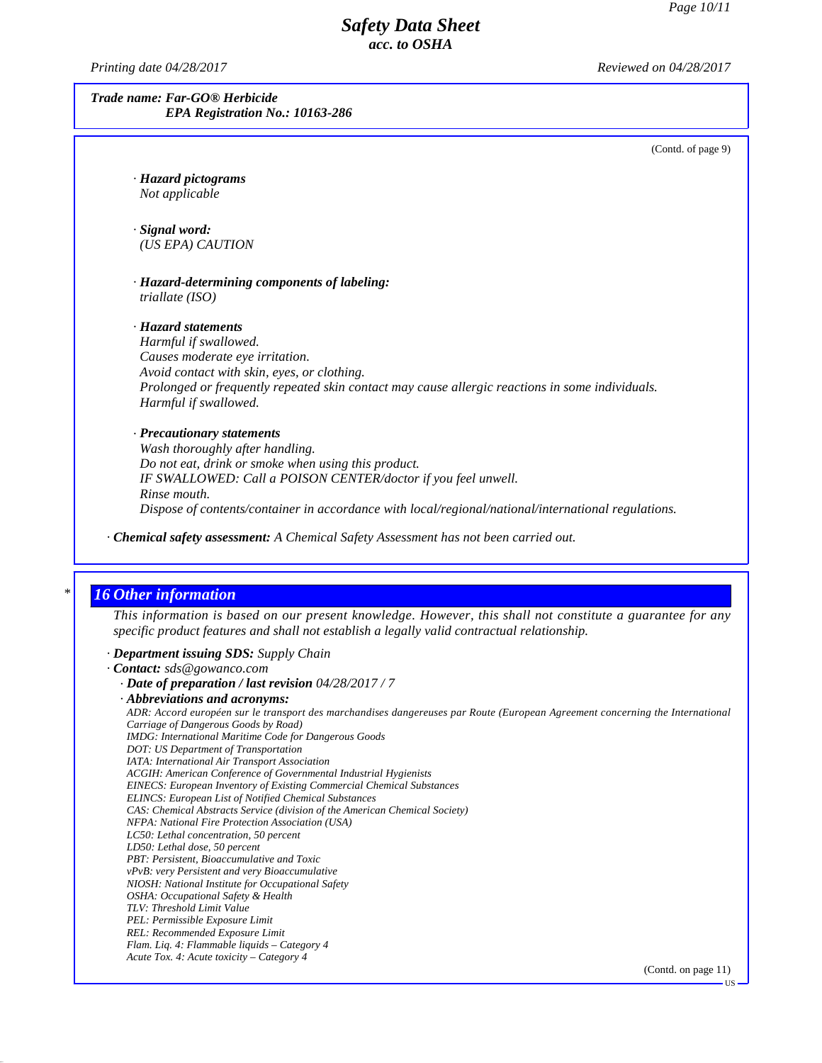**Trade name: Far-GO® Herbicide**
**EPA Registration No.: 10163-286**

(Contd. of page 9)

· **Hazard pictograms**
Not applicable

· **Signal word:**
(US EPA) CAUTION

· **Hazard-determining components of labeling:**
triallate (ISO)

· **Hazard statements**
Harmful if swallowed.
Causes moderate eye irritation.
Avoid contact with skin, eyes, or clothing.
Prolonged or frequently repeated skin contact may cause allergic reactions in some individuals.
Harmful if swallowed.

· **Precautionary statements**
Wash thoroughly after handling.
Do not eat, drink or smoke when using this product.
IF SWALLOWED: Call a POISON CENTER/doctor if you feel unwell.
Rinse mouth.
Dispose of contents/container in accordance with local/regional/national/international regulations.

· **Chemical safety assessment:** A Chemical Safety Assessment has not been carried out.

## 16 Other information

This information is based on our present knowledge. However, this shall not constitute a guarantee for any specific product features and shall not establish a legally valid contractual relationship.

· **Department issuing SDS:** Supply Chain
· **Contact:** sds@gowanco.com
· **Date of preparation / last revision** 04/28/2017 / 7
· **Abbreviations and acronyms:**
ADR: Accord européen sur le transport des marchandises dangereuses par Route (European Agreement concerning the International Carriage of Dangerous Goods by Road)
IMDG: International Maritime Code for Dangerous Goods
DOT: US Department of Transportation
IATA: International Air Transport Association
ACGIH: American Conference of Governmental Industrial Hygienists
EINECS: European Inventory of Existing Commercial Chemical Substances
ELINCS: European List of Notified Chemical Substances
CAS: Chemical Abstracts Service (division of the American Chemical Society)
NFPA: National Fire Protection Association (USA)
LC50: Lethal concentration, 50 percent
LD50: Lethal dose, 50 percent
PBT: Persistent, Bioaccumulative and Toxic
vPvB: very Persistent and very Bioaccumulative
NIOSH: National Institute for Occupational Safety
OSHA: Occupational Safety & Health
TLV: Threshold Limit Value
PEL: Permissible Exposure Limit
REL: Recommended Exposure Limit
Flam. Liq. 4: Flammable liquids – Category 4
Acute Tox. 4: Acute toxicity – Category 4

(Contd. on page 11)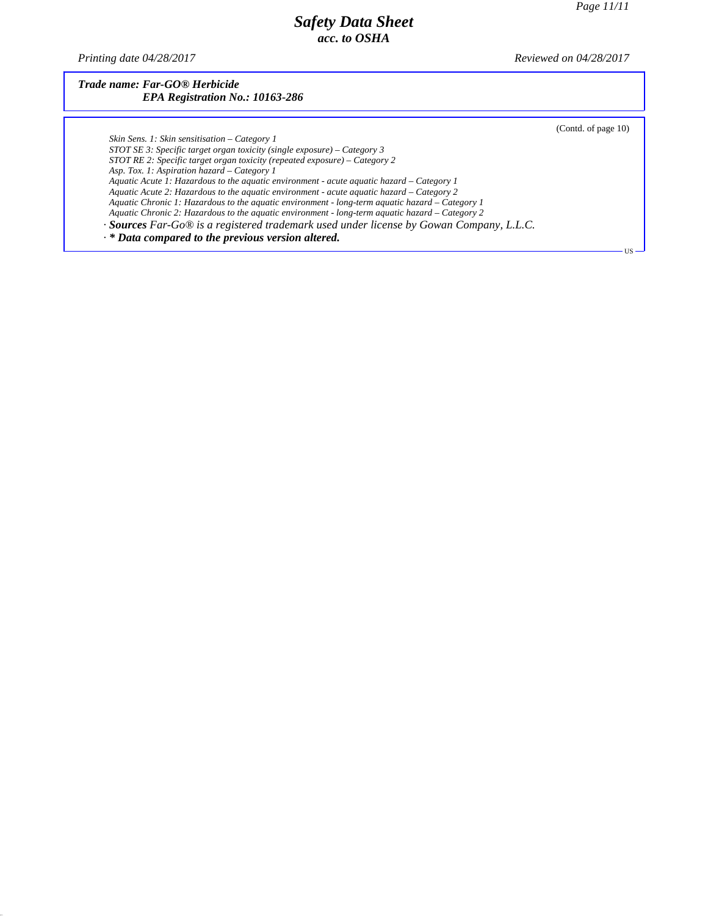**Trade name: Far-GO® Herbicide**
**EPA Registration No.: 10163-286**

(Contd. of page 10)

*Skin Sens. 1: Skin sensitisation – Category 1*
*STOT SE 3: Specific target organ toxicity (single exposure) – Category 3*
*STOT RE 2: Specific target organ toxicity (repeated exposure) – Category 2*
*Asp. Tox. 1: Aspiration hazard – Category 1*
*Aquatic Acute 1: Hazardous to the aquatic environment - acute aquatic hazard – Category 1*
*Aquatic Acute 2: Hazardous to the aquatic environment - acute aquatic hazard – Category 2*
*Aquatic Chronic 1: Hazardous to the aquatic environment - long-term aquatic hazard – Category 1*
*Aquatic Chronic 2: Hazardous to the aquatic environment - long-term aquatic hazard – Category 2*

· ***Sources*** *Far-Go® is a registered trademark used under license by Gowan Company, L.L.C.*
· ***\* Data compared to the previous version altered.***

US